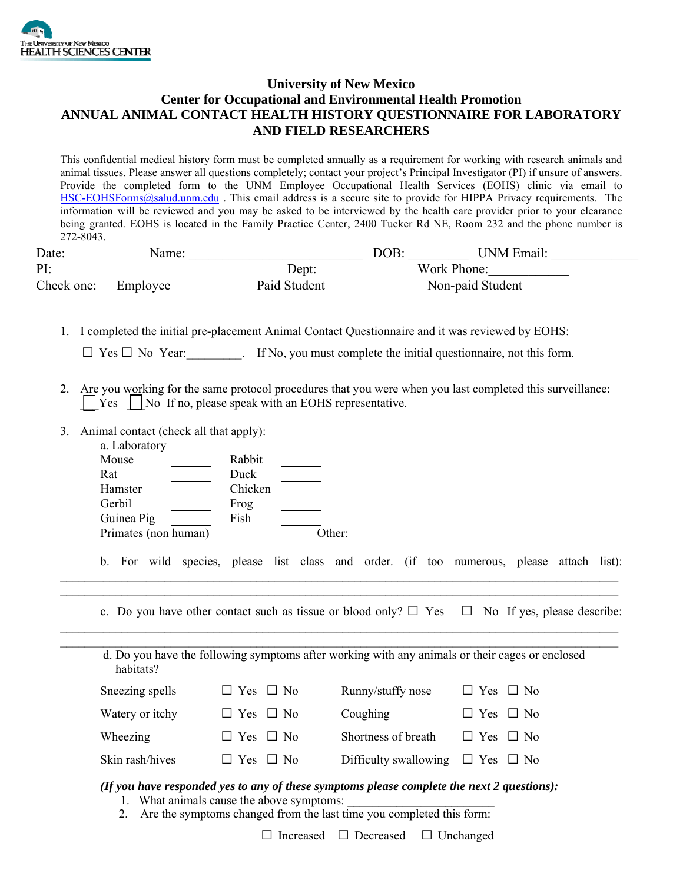The University of New Mexico
HEALTH SCIENCES CENTER

# University of New Mexico
## Center for Occupational and Environmental Health Promotion
## ANNUAL ANIMAL CONTACT HEALTH HISTORY QUESTIONNAIRE FOR LABORATORY AND FIELD RESEARCHERS

This confidential medical history form must be completed annually as a requirement for working with research animals and animal tissues. Please answer all questions completely; contact your project's Principal Investigator (PI) if unsure of answers. Provide the completed form to the UNM Employee Occupational Health Services (EOHS) clinic via email to HSC-EOHSForms@salud.unm.edu . This email address is a secure site to provide for HIPPA Privacy requirements. The information will be reviewed and you may be asked to be interviewed by the health care provider prior to your clearance being granted. EOHS is located in the Family Practice Center, 2400 Tucker Rd NE, Room 232 and the phone number is 272-8043.

Date: __________ Name: ________________________ DOB: _________ UNM Email: ____________

PI: ____________________________ Dept: ____________ Work Phone:___________

Check one: Employee___________ Paid Student _____________ Non-paid Student _________________

1. I completed the initial pre-placement Animal Contact Questionnaire and it was reviewed by EOHS:

   ☐ Yes ☐ No Year:_________. If No, you must complete the initial questionnaire, not this form.

2. Are you working for the same protocol procedures that you were when you last completed this surveillance:
   ☐ Yes ☐ No If no, please speak with an EOHS representative.

3. Animal contact (check all that apply):

   a. Laboratory

   | | | | |
   |---|---|---|---|
   | Mouse | ______ | Rabbit | ______ |
   | Rat | ______ | Duck | ______ |
   | Hamster | ______ | Chicken | ______ |
   | Gerbil | ______ | Frog | ______ |
   | Guinea Pig | ______ | Fish | ______ |
   | Primates (non human) | ________ | Other: | ________________________________ |

   b. For wild species, please list class and order. (if too numerous, please attach list):
   ______________________________________________________________________________
   ______________________________________________________________________________

   c. Do you have other contact such as tissue or blood only? ☐ Yes ☐ No If yes, please describe:
   ______________________________________________________________________________
   ______________________________________________________________________________

   d. Do you have the following symptoms after working with any animals or their cages or enclosed habitats?

   | | | | |
   |---|---|---|---|
   | Sneezing spells | ☐ Yes ☐ No | Runny/stuffy nose | ☐ Yes ☐ No |
   | Watery or itchy | ☐ Yes ☐ No | Coughing | ☐ Yes ☐ No |
   | Wheezing | ☐ Yes ☐ No | Shortness of breath | ☐ Yes ☐ No |
   | Skin rash/hives | ☐ Yes ☐ No | Difficulty swallowing | ☐ Yes ☐ No |

   ***(If you have responded yes to any of these symptoms please complete the next 2 questions):***

   1. What animals cause the above symptoms: ______________________
   2. Are the symptoms changed from the last time you completed this form:

      ☐ Increased ☐ Decreased ☐ Unchanged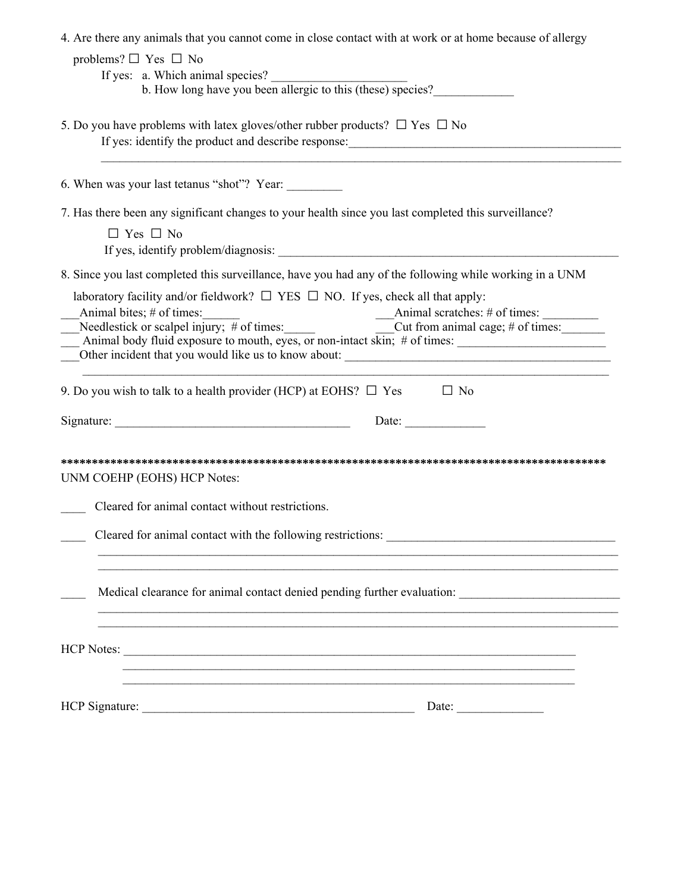4. Are there any animals that you cannot come in close contact with at work or at home because of allergy problems? ☐ Yes ☐ No

   If yes: a. Which animal species? ______________________

   b. How long have you been allergic to this (these) species?_____________

5. Do you have problems with latex gloves/other rubber products? ☐ Yes ☐ No

   If yes: identify the product and describe response:_____________________________________________

   _______________________________________________________________________________________

6. When was your last tetanus "shot"? Year: _________

7. Has there been any significant changes to your health since you last completed this surveillance?

   ☐ Yes ☐ No

   If yes, identify problem/diagnosis: _________________________________________________________

8. Since you last completed this surveillance, have you had any of the following while working in a UNM laboratory facility and/or fieldwork? ☐ YES ☐ NO. If yes, check all that apply:

___Animal bites; # of times:______

___Animal scratches: # of times: _________

___Needlestick or scalpel injury; # of times:_____

___Cut from animal cage; # of times:_______

___ Animal body fluid exposure to mouth, eyes, or non-intact skin; # of times: _______________________

___Other incident that you would like us to know about: ___________________________________________

_______________________________________________________________________________________

9. Do you wish to talk to a health provider (HCP) at EOHS? ☐ Yes ☐ No

Signature: ______________________________________ Date: _____________

******************************************************************************************

UNM COEHP (EOHS) HCP Notes:

____ Cleared for animal contact without restrictions.

____ Cleared for animal contact with the following restrictions: _____________________________________

_______________________________________________________________________________________

_______________________________________________________________________________________

____ Medical clearance for animal contact denied pending further evaluation: _________________________

_______________________________________________________________________________________

_______________________________________________________________________________________

HCP Notes: _____________________________________________________________________________

_____________________________________________________________________________

_____________________________________________________________________________

HCP Signature: ______________________________________________ Date: ______________